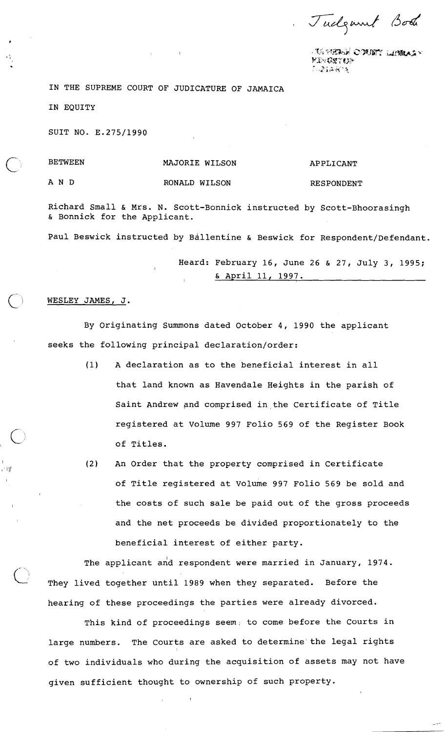Judgment Book

SUPREME COURT LIBRARY
KINGSTON
JAMAICA

IN THE SUPREME COURT OF JUDICATURE OF JAMAICA

IN EQUITY

SUIT NO. E.275/1990

| BETWEEN | MAJORIE WILSON | APPLICANT |
|---|---|---|
| A N D | RONALD WILSON | RESPONDENT |

Richard Small & Mrs. N. Scott-Bonnick instructed by Scott-Bhoorasingh & Bonnick for the Applicant.

Paul Beswick instructed by Ballentine & Beswick for Respondent/Defendant.

Heard: February 16, June 26 & 27, July 3, 1995; & April 11, 1997.

WESLEY JAMES, J.

By Originating Summons dated October 4, 1990 the applicant seeks the following principal declaration/order:

(1) A declaration as to the beneficial interest in all that land known as Havendale Heights in the parish of Saint Andrew and comprised in the Certificate of Title registered at Volume 997 Folio 569 of the Register Book of Titles.

(2) An Order that the property comprised in Certificate of Title registered at Volume 997 Folio 569 be sold and the costs of such sale be paid out of the gross proceeds and the net proceeds be divided proportionately to the beneficial interest of either party.

The applicant and respondent were married in January, 1974. They lived together until 1989 when they separated. Before the hearing of these proceedings the parties were already divorced.

This kind of proceedings seem to come before the Courts in large numbers. The Courts are asked to determine the legal rights of two individuals who during the acquisition of assets may not have given sufficient thought to ownership of such property.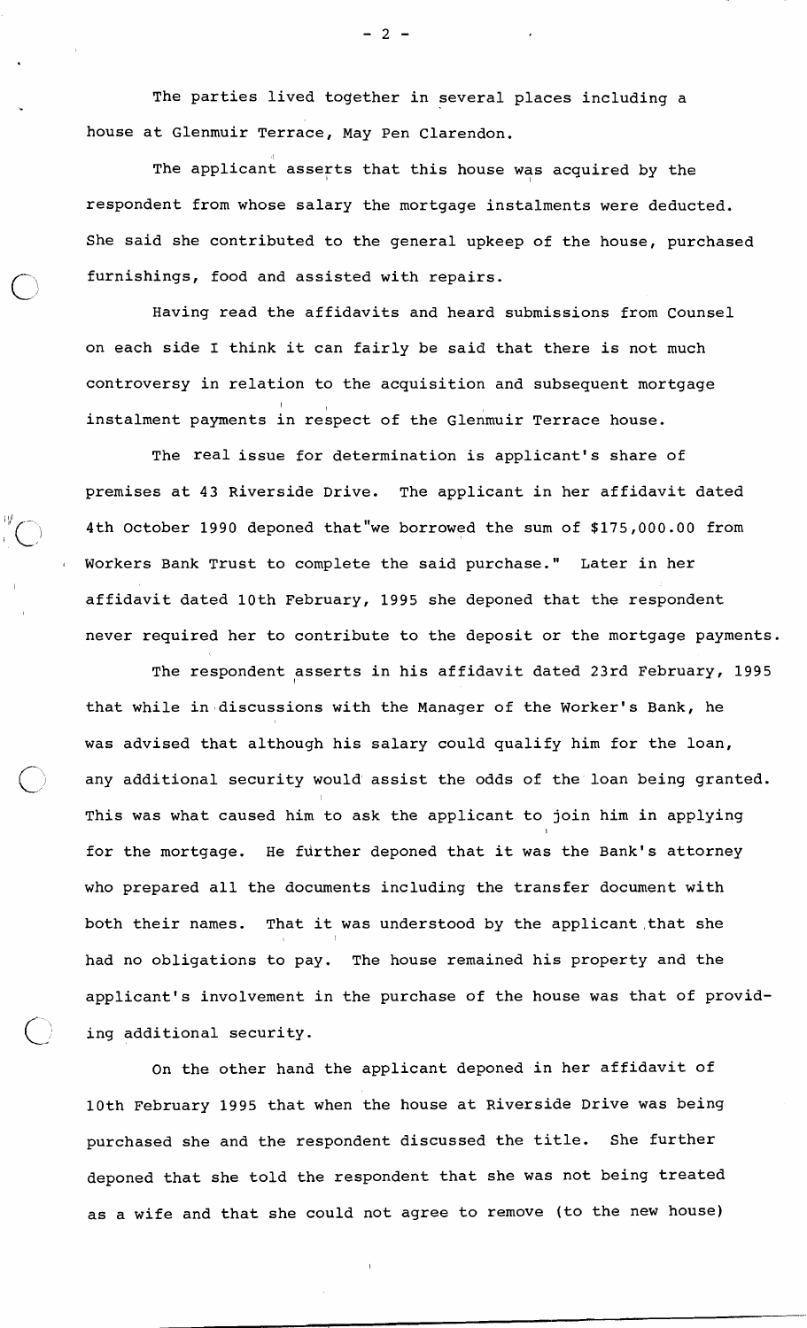The parties lived together in several places including a house at Glenmuir Terrace, May Pen Clarendon.

The applicant asserts that this house was acquired by the respondent from whose salary the mortgage instalments were deducted. She said she contributed to the general upkeep of the house, purchased furnishings, food and assisted with repairs.

Having read the affidavits and heard submissions from Counsel on each side I think it can fairly be said that there is not much controversy in relation to the acquisition and subsequent mortgage instalment payments in respect of the Glenmuir Terrace house.

The real issue for determination is applicant's share of premises at 43 Riverside Drive. The applicant in her affidavit dated 4th October 1990 deponed that"we borrowed the sum of $175,000.00 from Workers Bank Trust to complete the said purchase." Later in her affidavit dated 10th February, 1995 she deponed that the respondent never required her to contribute to the deposit or the mortgage payments.

The respondent asserts in his affidavit dated 23rd February, 1995 that while in discussions with the Manager of the Worker's Bank, he was advised that although his salary could qualify him for the loan, any additional security would assist the odds of the loan being granted. This was what caused him to ask the applicant to join him in applying for the mortgage. He further deponed that it was the Bank's attorney who prepared all the documents including the transfer document with both their names. That it was understood by the applicant that she had no obligations to pay. The house remained his property and the applicant's involvement in the purchase of the house was that of providing additional security.

On the other hand the applicant deponed in her affidavit of 10th February 1995 that when the house at Riverside Drive was being purchased she and the respondent discussed the title. She further deponed that she told the respondent that she was not being treated as a wife and that she could not agree to remove (to the new house)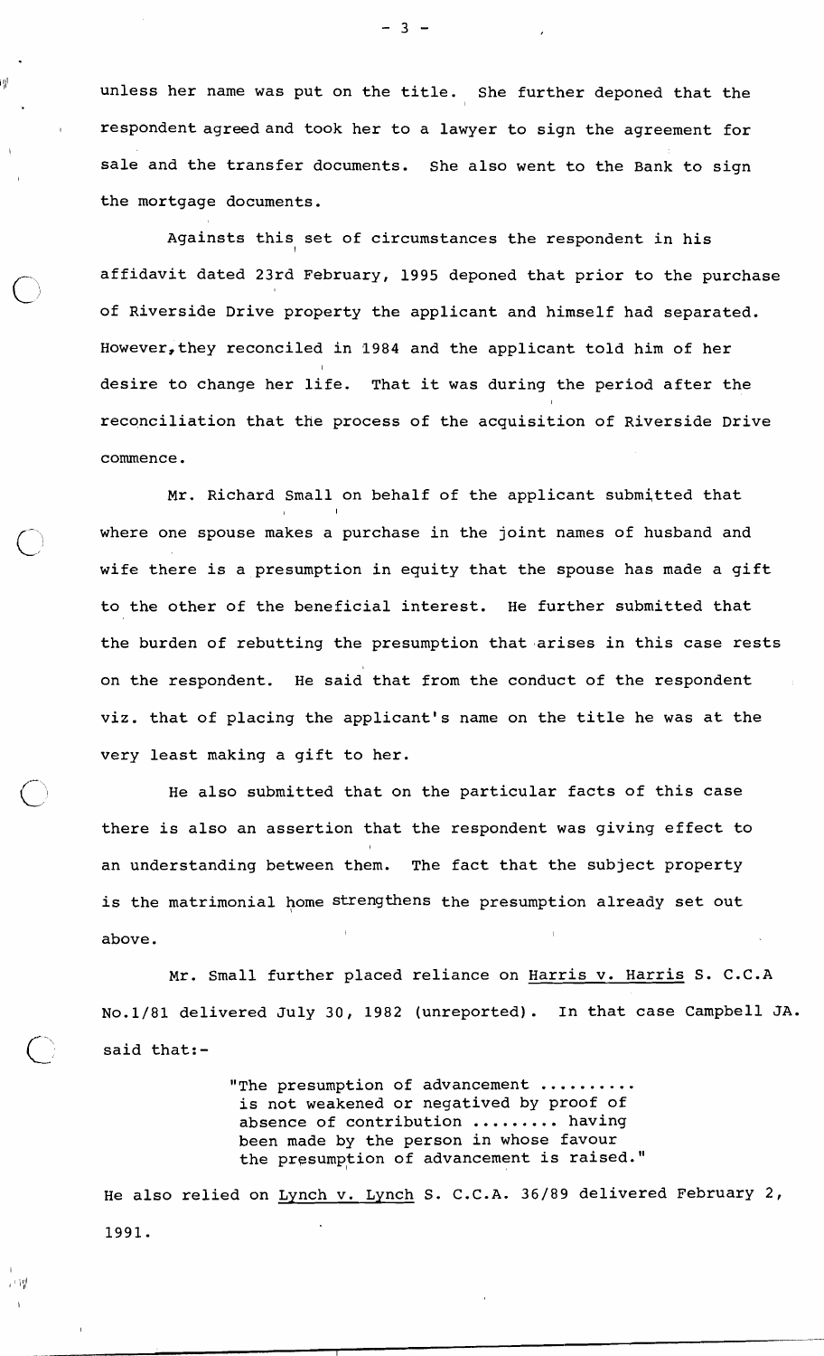unless her name was put on the title. She further deponed that the respondent agreed and took her to a lawyer to sign the agreement for sale and the transfer documents. She also went to the Bank to sign the mortgage documents.

Againsts this set of circumstances the respondent in his affidavit dated 23rd February, 1995 deponed that prior to the purchase of Riverside Drive property the applicant and himself had separated. However, they reconciled in 1984 and the applicant told him of her desire to change her life. That it was during the period after the reconciliation that the process of the acquisition of Riverside Drive commence.

Mr. Richard Small on behalf of the applicant submitted that where one spouse makes a purchase in the joint names of husband and wife there is a presumption in equity that the spouse has made a gift to the other of the beneficial interest. He further submitted that the burden of rebutting the presumption that arises in this case rests on the respondent. He said that from the conduct of the respondent viz. that of placing the applicant's name on the title he was at the very least making a gift to her.

He also submitted that on the particular facts of this case there is also an assertion that the respondent was giving effect to an understanding between them. The fact that the subject property is the matrimonial home strengthens the presumption already set out above.

Mr. Small further placed reliance on <u>Harris v. Harris</u> S. C.C.A No.1/81 delivered July 30, 1982 (unreported). In that case Campbell JA. said that:-

> "The presumption of advancement .......... is not weakened or negatived by proof of absence of contribution ......... having been made by the person in whose favour the presumption of advancement is raised."

He also relied on <u>Lynch v. Lynch</u> S. C.C.A. 36/89 delivered February 2, 1991.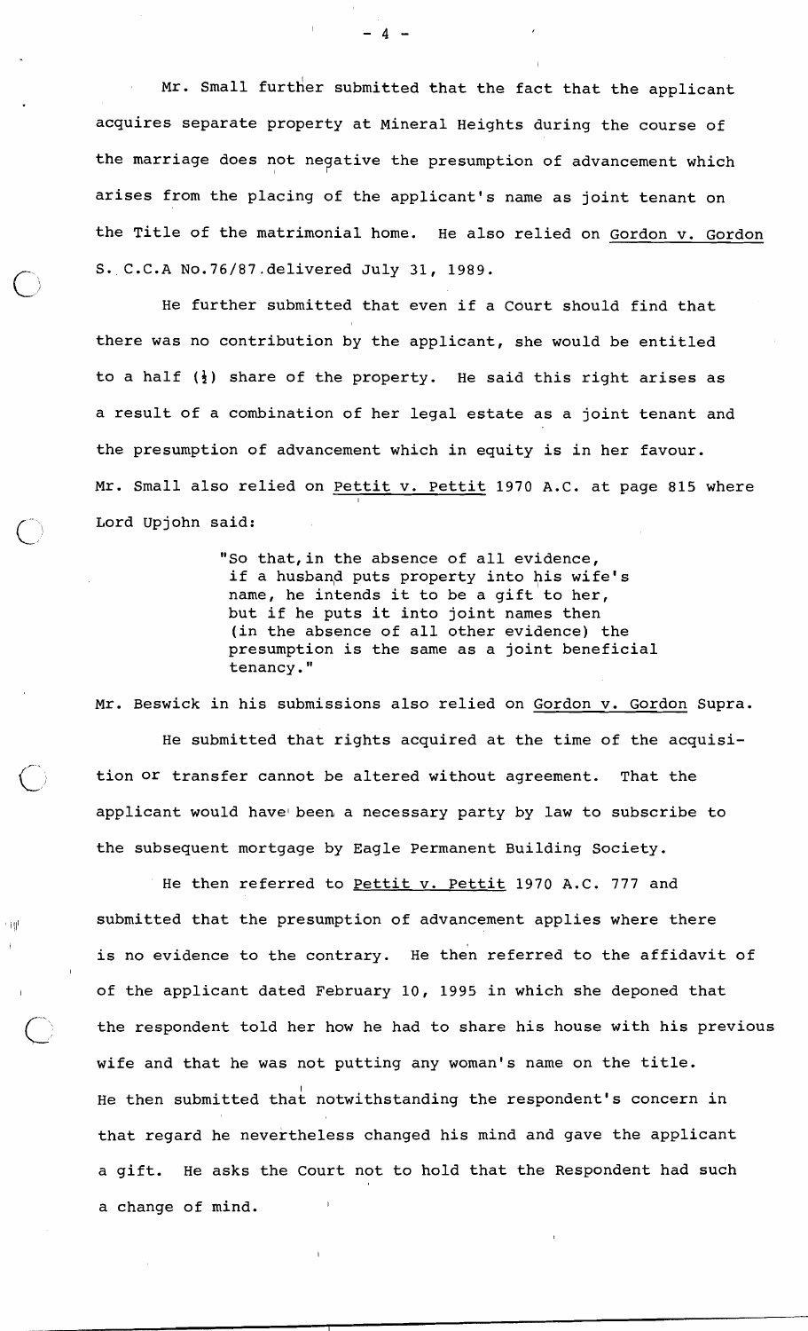Mr. Small further submitted that the fact that the applicant acquires separate property at Mineral Heights during the course of the marriage does not negative the presumption of advancement which arises from the placing of the applicant's name as joint tenant on the Title of the matrimonial home. He also relied on Gordon v. Gordon S. C.C.A No.76/87 delivered July 31, 1989.

He further submitted that even if a Court should find that there was no contribution by the applicant, she would be entitled to a half (½) share of the property. He said this right arises as a result of a combination of her legal estate as a joint tenant and the presumption of advancement which in equity is in her favour. Mr. Small also relied on Pettit v. Pettit 1970 A.C. at page 815 where Lord Upjohn said:

> "So that, in the absence of all evidence, if a husband puts property into his wife's name, he intends it to be a gift to her, but if he puts it into joint names then (in the absence of all other evidence) the presumption is the same as a joint beneficial tenancy."

Mr. Beswick in his submissions also relied on Gordon v. Gordon Supra.

He submitted that rights acquired at the time of the acquisition or transfer cannot be altered without agreement. That the applicant would have been a necessary party by law to subscribe to the subsequent mortgage by Eagle Permanent Building Society.

He then referred to Pettit v. Pettit 1970 A.C. 777 and submitted that the presumption of advancement applies where there is no evidence to the contrary. He then referred to the affidavit of of the applicant dated February 10, 1995 in which she deponed that the respondent told her how he had to share his house with his previous wife and that he was not putting any woman's name on the title. He then submitted that notwithstanding the respondent's concern in that regard he nevertheless changed his mind and gave the applicant a gift. He asks the Court not to hold that the Respondent had such a change of mind.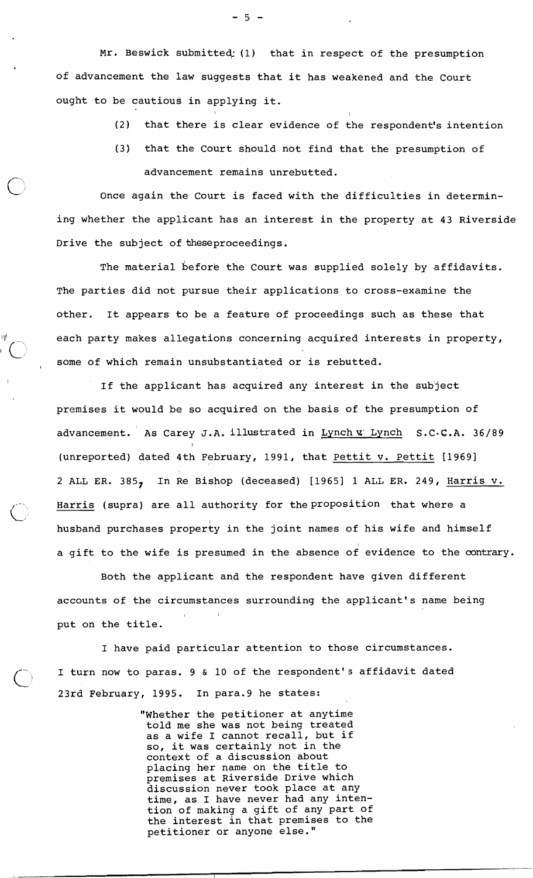Mr. Beswick submitted: (1) that in respect of the presumption of advancement the law suggests that it has weakened and the Court ought to be cautious in applying it.

(2) that there is clear evidence of the respondent's intention

(3) that the Court should not find that the presumption of advancement remains unrebutted.

Once again the Court is faced with the difficulties in determining whether the applicant has an interest in the property at 43 Riverside Drive the subject of theseproceedings.

The material before the Court was supplied solely by affidavits. The parties did not pursue their applications to cross-examine the other. It appears to be a feature of proceedings such as these that each party makes allegations concerning acquired interests in property, some of which remain unsubstantiated or is rebutted.

If the applicant has acquired any interest in the subject premises it would be so acquired on the basis of the presumption of advancement. As Carey J.A. illustrated in Lynch v. Lynch S.C.C.A. 36/89 (unreported) dated 4th February, 1991, that Pettit v. Pettit [1969] 2 ALL ER. 385, In Re Bishop (deceased) [1965] 1 ALL ER. 249, Harris v. Harris (supra) are all authority for the proposition that where a husband purchases property in the joint names of his wife and himself a gift to the wife is presumed in the absence of evidence to the contrary.

Both the applicant and the respondent have given different accounts of the circumstances surrounding the applicant's name being put on the title.

I have paid particular attention to those circumstances. I turn now to paras. 9 & 10 of the respondent's affidavit dated 23rd February, 1995. In para.9 he states:

> "Whether the petitioner at anytime told me she was not being treated as a wife I cannot recall, but if so, it was certainly not in the context of a discussion about placing her name on the title to premises at Riverside Drive which discussion never took place at any time, as I have never had any intention of making a gift of any part of the interest in that premises to the petitioner or anyone else."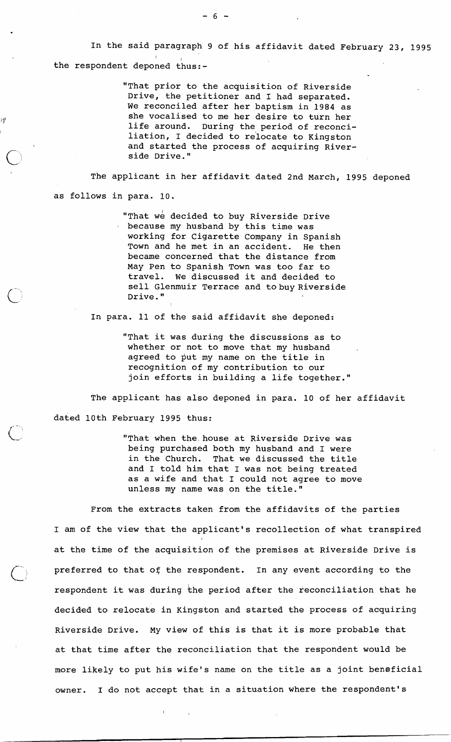In the said paragraph 9 of his affidavit dated February 23, 1995 the respondent deponed thus:-

> "That prior to the acquisition of Riverside Drive, the petitioner and I had separated. We reconciled after her baptism in 1984 as she vocalised to me her desire to turn her life around. During the period of reconciliation, I decided to relocate to Kingston and started the process of acquiring Riverside Drive."

The applicant in her affidavit dated 2nd March, 1995 deponed as follows in para. 10.

> "That we decided to buy Riverside Drive because my husband by this time was working for Cigarette Company in Spanish Town and he met in an accident. He then became concerned that the distance from May Pen to Spanish Town was too far to travel. We discussed it and decided to sell Glenmuir Terrace and to buy Riverside Drive."

In para. 11 of the said affidavit she deponed:

> "That it was during the discussions as to whether or not to move that my husband agreed to put my name on the title in recognition of my contribution to our join efforts in building a life together."

The applicant has also deponed in para. 10 of her affidavit dated 10th February 1995 thus:

> "That when the house at Riverside Drive was being purchased both my husband and I were in the Church. That we discussed the title and I told him that I was not being treated as a wife and that I could not agree to move unless my name was on the title."

From the extracts taken from the affidavits of the parties I am of the view that the applicant's recollection of what transpired at the time of the acquisition of the premises at Riverside Drive is preferred to that of the respondent. In any event according to the respondent it was during the period after the reconciliation that he decided to relocate in Kingston and started the process of acquiring Riverside Drive. My view of this is that it is more probable that at that time after the reconciliation that the respondent would be more likely to put his wife's name on the title as a joint beneficial owner. I do not accept that in a situation where the respondent's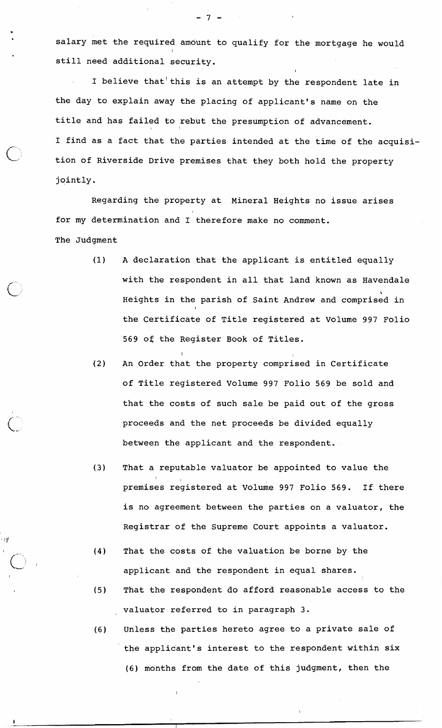salary met the required amount to qualify for the mortgage he would still need additional security.

I believe that this is an attempt by the respondent late in the day to explain away the placing of applicant's name on the title and has failed to rebut the presumption of advancement. I find as a fact that the parties intended at the time of the acquisition of Riverside Drive premises that they both hold the property jointly.

Regarding the property at Mineral Heights no issue arises for my determination and I therefore make no comment.

The Judgment

(1) A declaration that the applicant is entitled equally with the respondent in all that land known as Havendale Heights in the parish of Saint Andrew and comprised in the Certificate of Title registered at Volume 997 Folio 569 of the Register Book of Titles.

(2) An Order that the property comprised in Certificate of Title registered Volume 997 Folio 569 be sold and that the costs of such sale be paid out of the gross proceeds and the net proceeds be divided equally between the applicant and the respondent.

(3) That a reputable valuator be appointed to value the premises registered at Volume 997 Folio 569. If there is no agreement between the parties on a valuator, the Registrar of the Supreme Court appoints a valuator.

(4) That the costs of the valuation be borne by the applicant and the respondent in equal shares.

(5) That the respondent do afford reasonable access to the valuator referred to in paragraph 3.

(6) Unless the parties hereto agree to a private sale of the applicant's interest to the respondent within six (6) months from the date of this judgment, then the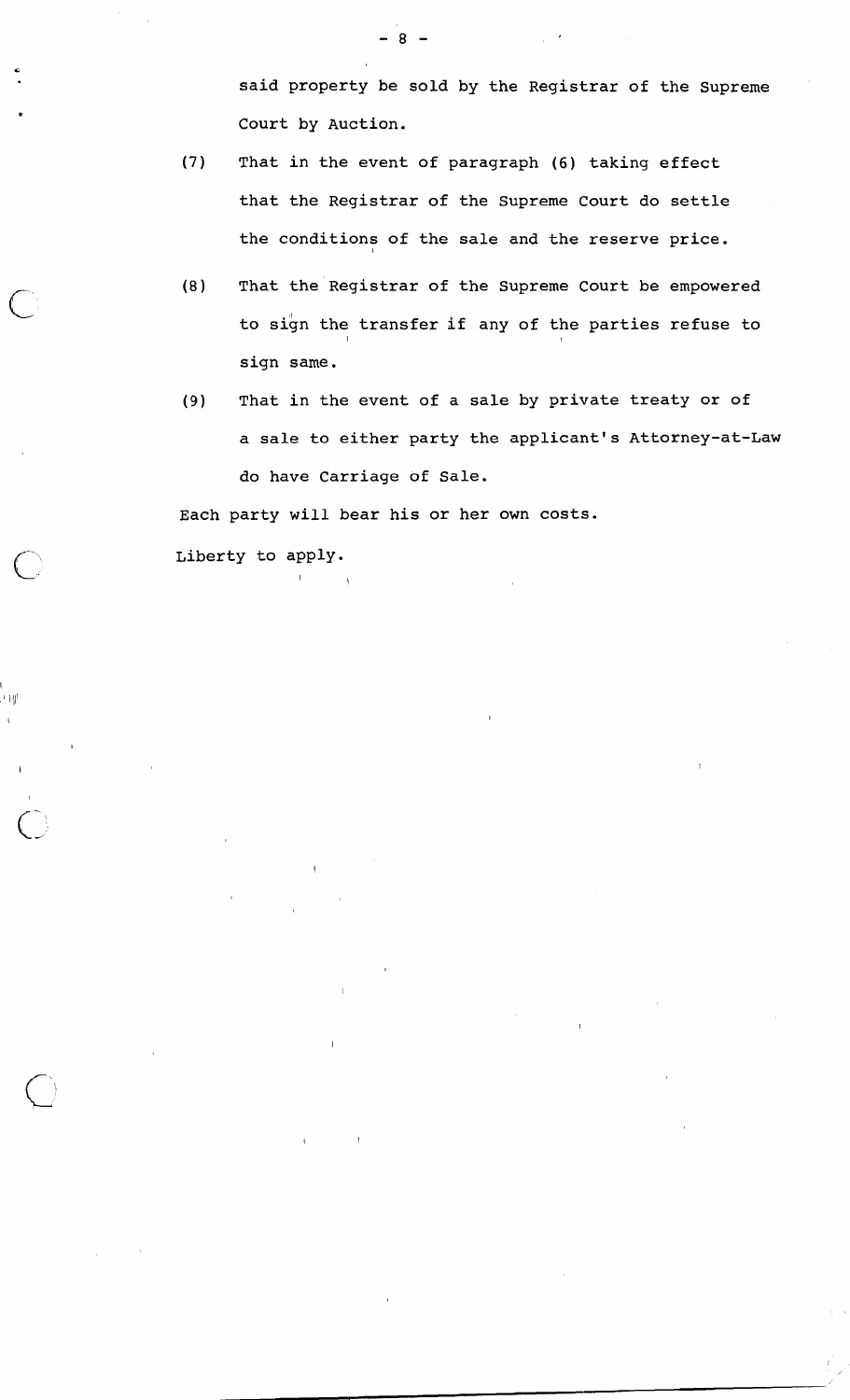said property be sold by the Registrar of the Supreme Court by Auction.

(7) That in the event of paragraph (6) taking effect that the Registrar of the Supreme Court do settle the conditions of the sale and the reserve price.

(8) That the Registrar of the Supreme Court be empowered to sign the transfer if any of the parties refuse to sign same.

(9) That in the event of a sale by private treaty or of a sale to either party the applicant's Attorney-at-Law do have Carriage of Sale.

Each party will bear his or her own costs.

Liberty to apply.